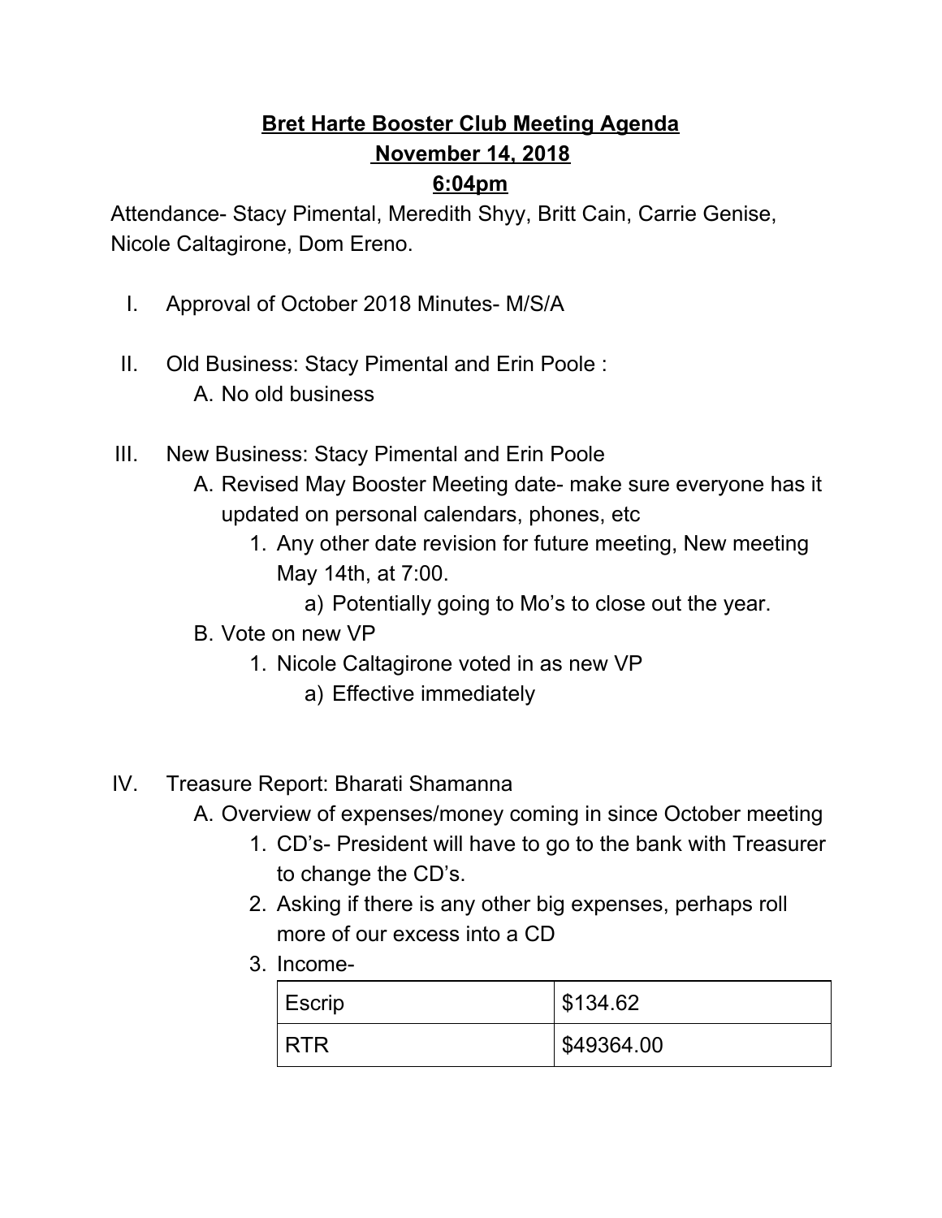# Bret Harte Booster Club Meeting Agenda

## November 14, 2018

## 6:04pm

Attendance- Stacy Pimental, Meredith Shyy, Britt Cain, Carrie Genise, Nicole Caltagirone, Dom Ereno.

I. Approval of October 2018 Minutes- M/S/A

II. Old Business: Stacy Pimental and Erin Poole :
    A. No old business

III. New Business: Stacy Pimental and Erin Poole
    A. Revised May Booster Meeting date- make sure everyone has it updated on personal calendars, phones, etc
        1. Any other date revision for future meeting, New meeting May 14th, at 7:00.
            a) Potentially going to Mo's to close out the year.
    B. Vote on new VP
        1. Nicole Caltagirone voted in as new VP
            a) Effective immediately

IV. Treasure Report: Bharati Shamanna
    A. Overview of expenses/money coming in since October meeting
        1. CD's- President will have to go to the bank with Treasurer to change the CD's.
        2. Asking if there is any other big expenses, perhaps roll more of our excess into a CD
        3. Income-

| Escrip | $134.62 |
|---|---|
| RTR | $49364.00 |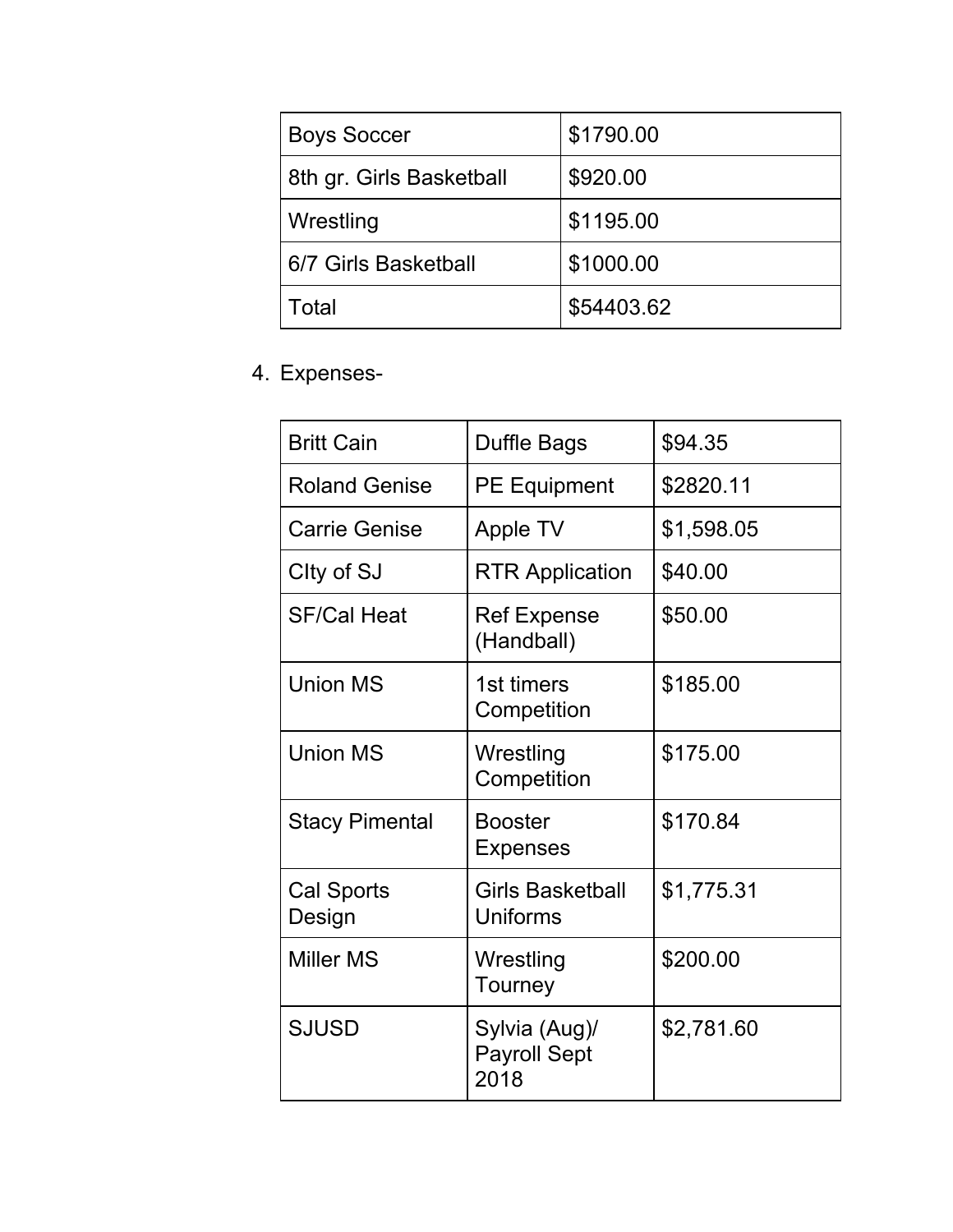| Boys Soccer | $1790.00 |
|---|---|
| 8th gr. Girls Basketball | $920.00 |
| Wrestling | $1195.00 |
| 6/7 Girls Basketball | $1000.00 |
| Total | $54403.62 |

4. Expenses-

| Britt Cain | Duffle Bags | $94.35 |
|---|---|---|
| Roland Genise | PE Equipment | $2820.11 |
| Carrie Genise | Apple TV | $1,598.05 |
| CIty of SJ | RTR Application | $40.00 |
| SF/Cal Heat | Ref Expense (Handball) | $50.00 |
| Union MS | 1st timers Competition | $185.00 |
| Union MS | Wrestling Competition | $175.00 |
| Stacy Pimental | Booster Expenses | $170.84 |
| Cal Sports Design | Girls Basketball Uniforms | $1,775.31 |
| Miller MS | Wrestling Tourney | $200.00 |
| SJUSD | Sylvia (Aug)/ Payroll Sept 2018 | $2,781.60 |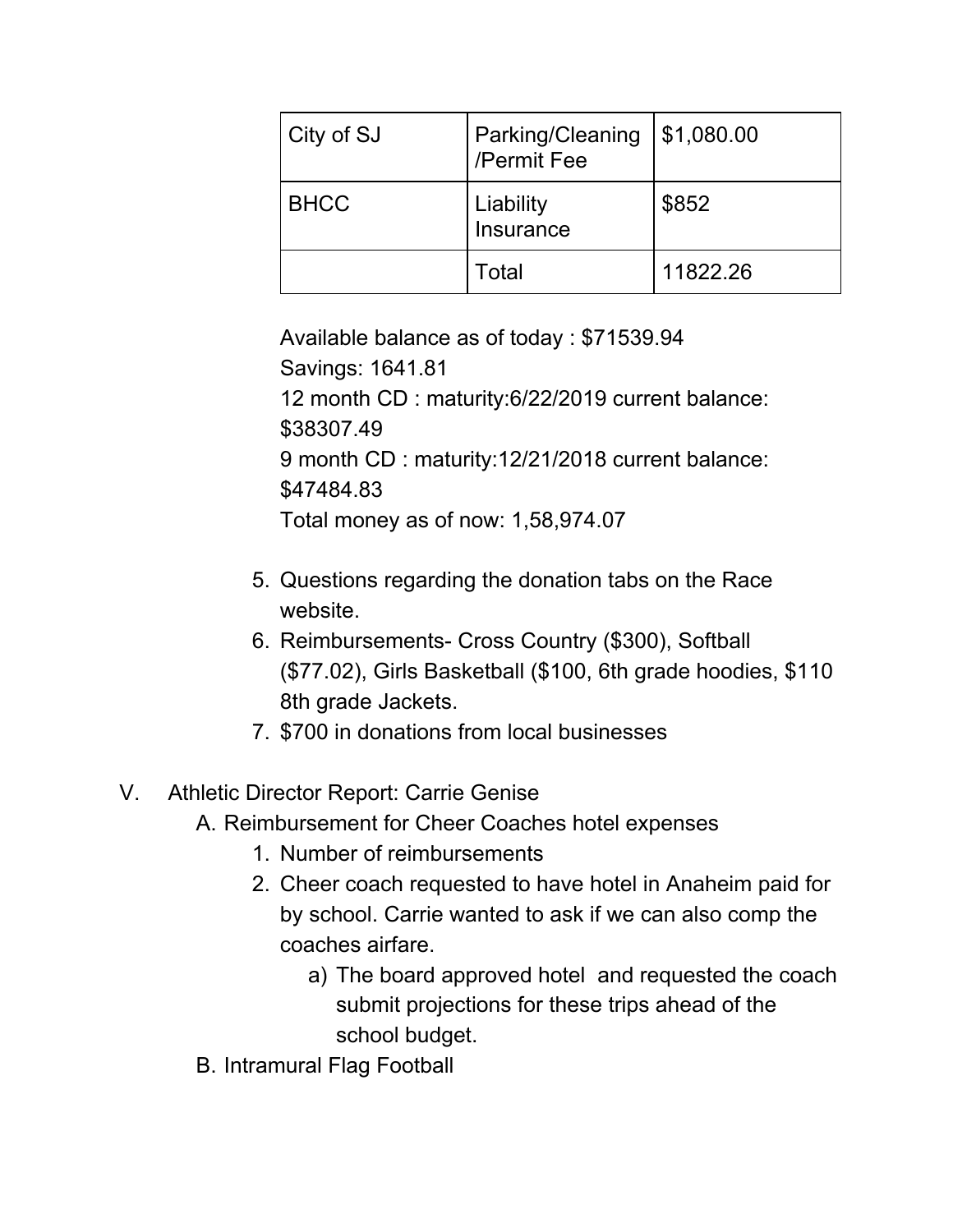| City of SJ | Parking/Cleaning /Permit Fee | $1,080.00 |
|---|---|---|
| BHCC | Liability Insurance | $852 |
| | Total | 11822.26 |

Available balance as of today : $71539.94
Savings: 1641.81
12 month CD : maturity:6/22/2019 current balance: $38307.49
9 month CD : maturity:12/21/2018 current balance: $47484.83
Total money as of now: 1,58,974.07

5. Questions regarding the donation tabs on the Race website.
6. Reimbursements- Cross Country ($300), Softball ($77.02), Girls Basketball ($100, 6th grade hoodies, $110 8th grade Jackets.
7. $700 in donations from local businesses

V. Athletic Director Report: Carrie Genise
   A. Reimbursement for Cheer Coaches hotel expenses
      1. Number of reimbursements
      2. Cheer coach requested to have hotel in Anaheim paid for by school. Carrie wanted to ask if we can also comp the coaches airfare.
         a) The board approved hotel and requested the coach submit projections for these trips ahead of the school budget.
   B. Intramural Flag Football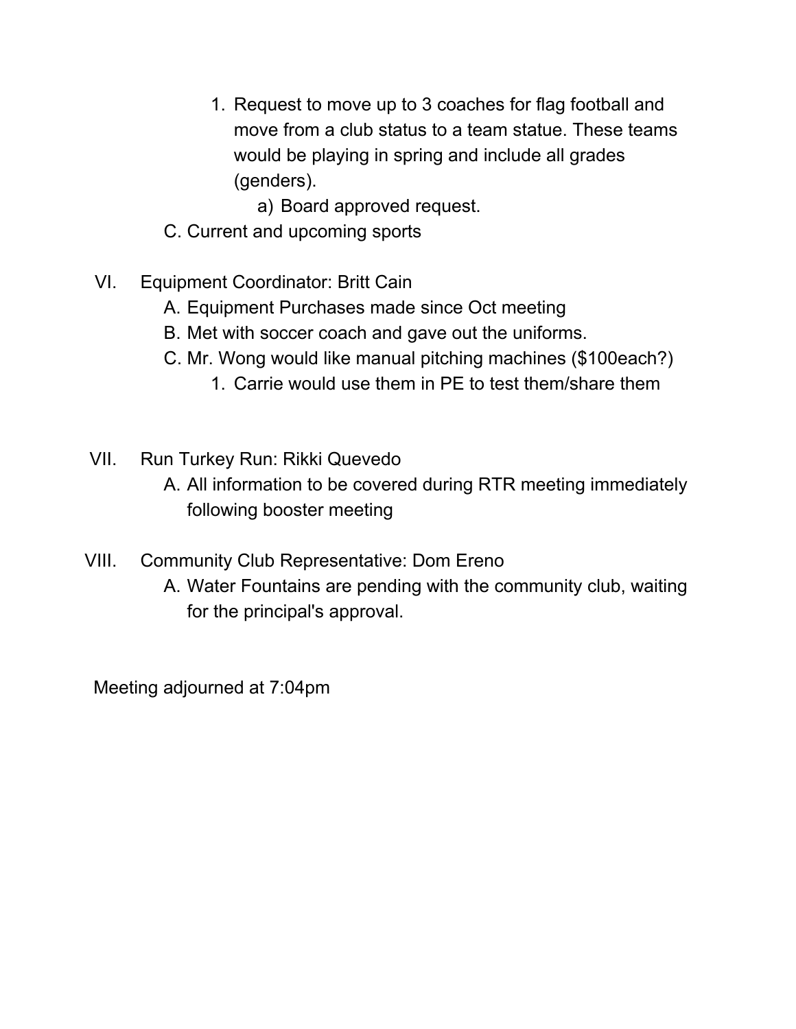1. Request to move up to 3 coaches for flag football and move from a club status to a team statue. These teams would be playing in spring and include all grades (genders).
    a) Board approved request.

C. Current and upcoming sports

VI. Equipment Coordinator: Britt Cain

A. Equipment Purchases made since Oct meeting

B. Met with soccer coach and gave out the uniforms.

C. Mr. Wong would like manual pitching machines ($100each?)

1. Carrie would use them in PE to test them/share them

VII. Run Turkey Run: Rikki Quevedo

A. All information to be covered during RTR meeting immediately following booster meeting

VIII. Community Club Representative: Dom Ereno

A. Water Fountains are pending with the community club, waiting for the principal's approval.

Meeting adjourned at 7:04pm